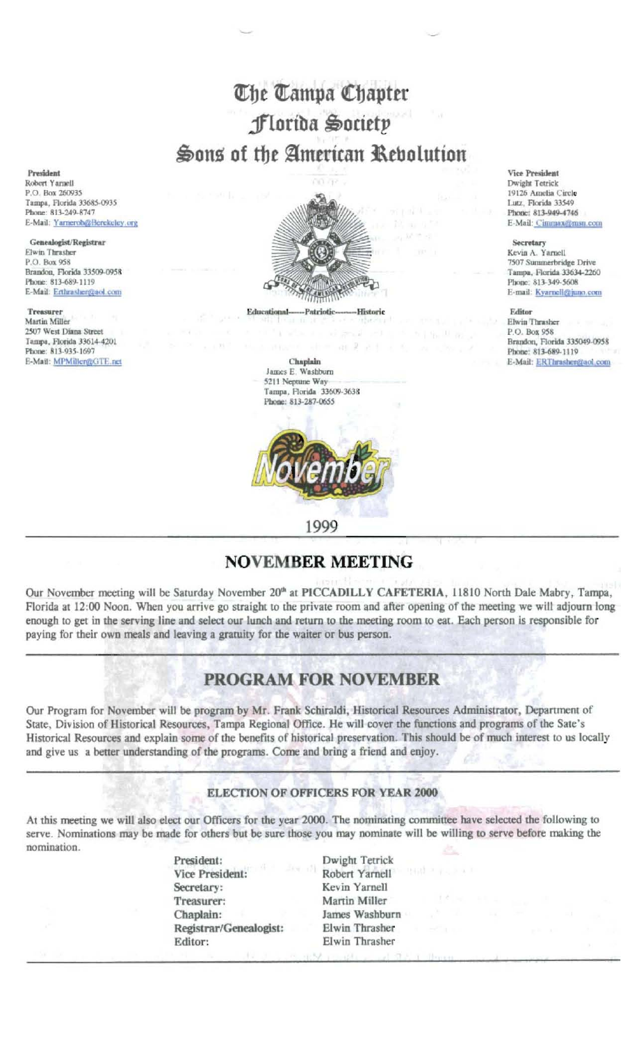# The Tampa Chapter
# Florida Society
# Sons of the American Revolution

**President**
Robert Yarnell
P.O. Box 260935
Tampa, Florida 33685-0935
Phone: 813-249-8747
E-Mail: Yarnerob@Berekeley.org

**Genealogist/Registrar**
Elwin Thrasher
P.O. Box 958
Brandon, Florida 33509-0958
Phone: 813-689-1119
E-Mail: Erthrasher@aol.com

**Treasurer**
Martin Miller
2507 West Diana Street
Tampa, Florida 33614-4201
Phone: 813-935-1697
E-Mail: MPMiller@GTE.net

Educational------Patriotic-------Historic

**Chaplain**
James E. Washburn
5211 Neptune Way
Tampa, Florida 33609-3638
Phone: 813-287-0655

**Vice President**
Dwight Tetrick
19126 Amelia Circle
Lutz, Florida 33549
Phone: 813-949-4746
E-Mail: Cimmax@msn.com

**Secretary**
Kevin A. Yarnell
7507 Summerbridge Drive
Tampa, Florida 33634-2260
Phone: 813-349-5608
E-mail: Kyarnell@juno.com

**Editor**
Elwin Thrasher
P.O. Box 958
Brandon, Florida 335049-0958
Phone: 813-689-1119
E-Mail: ERThrasher@aol.com

November

1999

## NOVEMBER MEETING

Our November meeting will be Saturday November 20th at **PICCADILLY CAFETERIA**, 11810 North Dale Mabry, Tampa, Florida at 12:00 Noon. When you arrive go straight to the private room and after opening of the meeting we will adjourn long enough to get in the serving line and select our lunch and return to the meeting room to eat. Each person is responsible for paying for their own meals and leaving a gratuity for the waiter or bus person.

## PROGRAM FOR NOVEMBER

Our Program for November will be program by Mr. Frank Schiraldi, Historical Resources Administrator, Department of State, Division of Historical Resources, Tampa Regional Office. He will cover the functions and programs of the Sate's Historical Resources and explain some of the benefits of historical preservation. This should be of much interest to us locally and give us a better understanding of the programs. Come and bring a friend and enjoy.

### ELECTION OF OFFICERS FOR YEAR 2000

At this meeting we will also elect our Officers for the year 2000. The nominating committee have selected the following to serve. Nominations may be made for others but be sure those you may nominate will be willing to serve before making the nomination.

| | |
|---|---|
| **President:** | Dwight Tetrick |
| **Vice President:** | Robert Yarnell |
| **Secretary:** | Kevin Yarnell |
| **Treasurer:** | Martin Miller |
| **Chaplain:** | James Washburn |
| **Registrar/Genealogist:** | Elwin Thrasher |
| **Editor:** | Elwin Thrasher |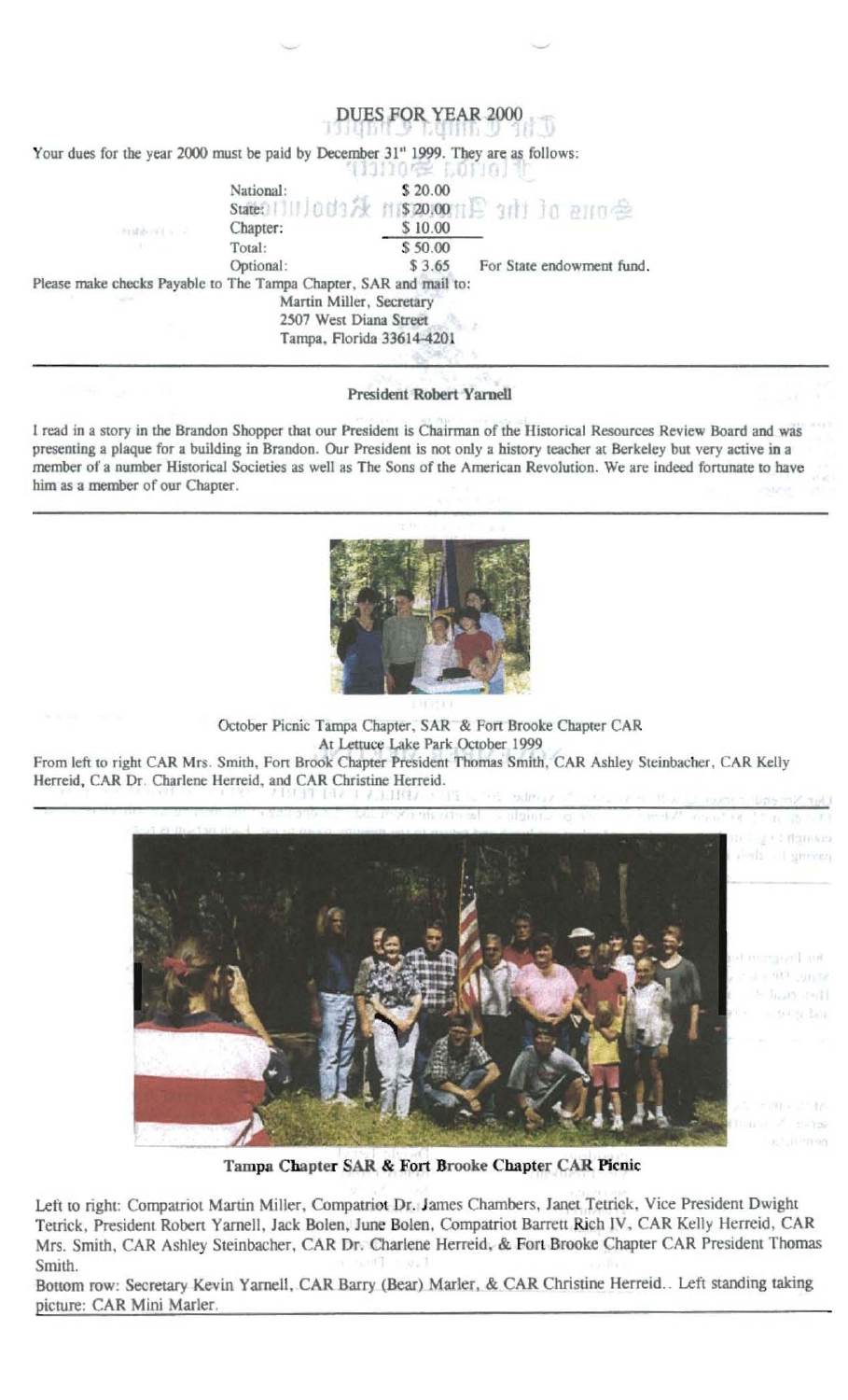## DUES FOR YEAR 2000

Your dues for the year 2000 must be paid by December 31st 1999. They are as follows:

| | | |
|---|---|---|
| National: | $ 20.00 | |
| State: | $ 20.00 | |
| Chapter: | $ 10.00 | |
| Total: | $ 50.00 | |
| Optional: | $ 3.65 | For State endowment fund. |

Please make checks Payable to The Tampa Chapter, SAR and mail to:

Martin Miller, Secretary
2507 West Diana Street
Tampa, Florida 33614-4201

---

### President Robert Yarnell

I read in a story in the Brandon Shopper that our President is Chairman of the Historical Resources Review Board and was presenting a plaque for a building in Brandon. Our President is not only a history teacher at Berkeley but very active in a member of a number Historical Societies as well as The Sons of the American Revolution. We are indeed fortunate to have him as a member of our Chapter.

---

October Picnic Tampa Chapter, SAR & Fort Brooke Chapter CAR
At Lettuce Lake Park October 1999

From left to right CAR Mrs. Smith, Fort Brook Chapter President Thomas Smith, CAR Ashley Steinbacher, CAR Kelly Herreid, CAR Dr. Charlene Herreid, and CAR Christine Herreid.

---

**Tampa Chapter SAR & Fort Brooke Chapter CAR Picnic**

Left to right: Compatriot Martin Miller, Compatriot Dr. James Chambers, Janet Tetrick, Vice President Dwight Tetrick, President Robert Yarnell, Jack Bolen, June Bolen, Compatriot Barrett Rich IV, CAR Kelly Herreid, CAR Mrs. Smith, CAR Ashley Steinbacher, CAR Dr. Charlene Herreid, & Fort Brooke Chapter CAR President Thomas Smith.

Bottom row: Secretary Kevin Yarnell, CAR Barry (Bear) Marler, & CAR Christine Herreid.. Left standing taking picture: CAR Mini Marler.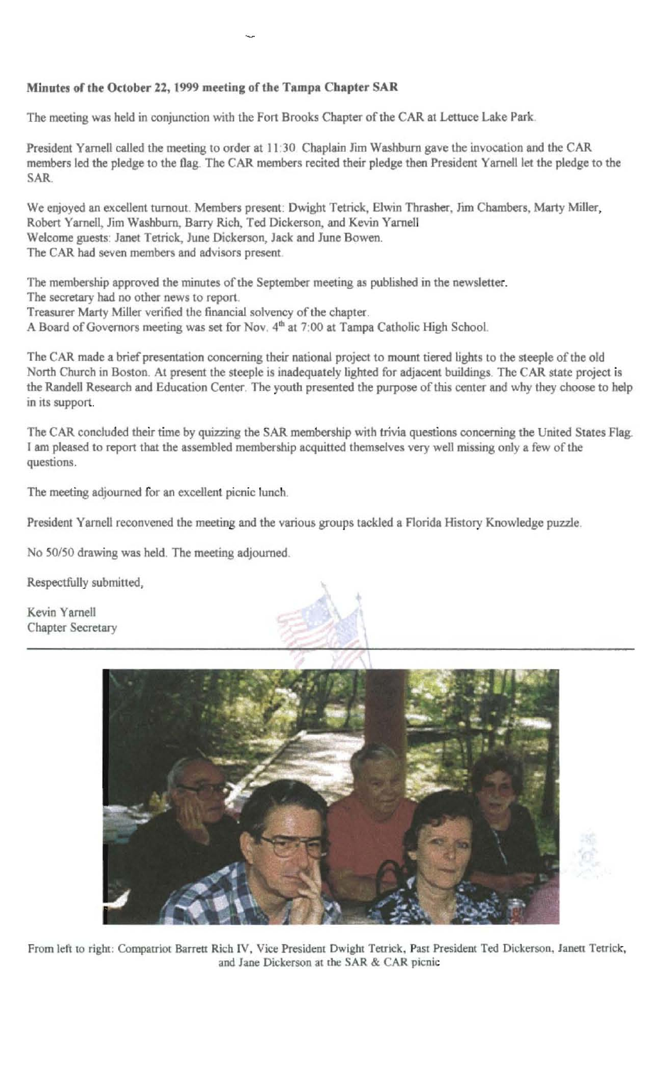**Minutes of the October 22, 1999 meeting of the Tampa Chapter SAR**

The meeting was held in conjunction with the Fort Brooks Chapter of the CAR at Lettuce Lake Park.

President Yarnell called the meeting to order at 11:30. Chaplain Jim Washburn gave the invocation and the CAR members led the pledge to the flag. The CAR members recited their pledge then President Yarnell let the pledge to the SAR.

We enjoyed an excellent turnout. Members present: Dwight Tetrick, Elwin Thrasher, Jim Chambers, Marty Miller, Robert Yarnell, Jim Washburn, Barry Rich, Ted Dickerson, and Kevin Yarnell
Welcome guests: Janet Tetrick, June Dickerson, Jack and June Bowen.
The CAR had seven members and advisors present.

The membership approved the minutes of the September meeting as published in the newsletter.
The secretary had no other news to report.
Treasurer Marty Miller verified the financial solvency of the chapter.
A Board of Governors meeting was set for Nov. 4th at 7:00 at Tampa Catholic High School.

The CAR made a brief presentation concerning their national project to mount tiered lights to the steeple of the old North Church in Boston. At present the steeple is inadequately lighted for adjacent buildings. The CAR state project is the Randell Research and Education Center. The youth presented the purpose of this center and why they choose to help in its support.

The CAR concluded their time by quizzing the SAR membership with trivia questions concerning the United States Flag. I am pleased to report that the assembled membership acquitted themselves very well missing only a few of the questions.

The meeting adjourned for an excellent picnic lunch.

President Yarnell reconvened the meeting and the various groups tackled a Florida History Knowledge puzzle.

No 50/50 drawing was held. The meeting adjourned.

Respectfully submitted,

Kevin Yarnell
Chapter Secretary

---

From left to right: Compatriot Barrett Rich IV, Vice President Dwight Tetrick, Past President Ted Dickerson, Janett Tetrick, and Jane Dickerson at the SAR & CAR picnic